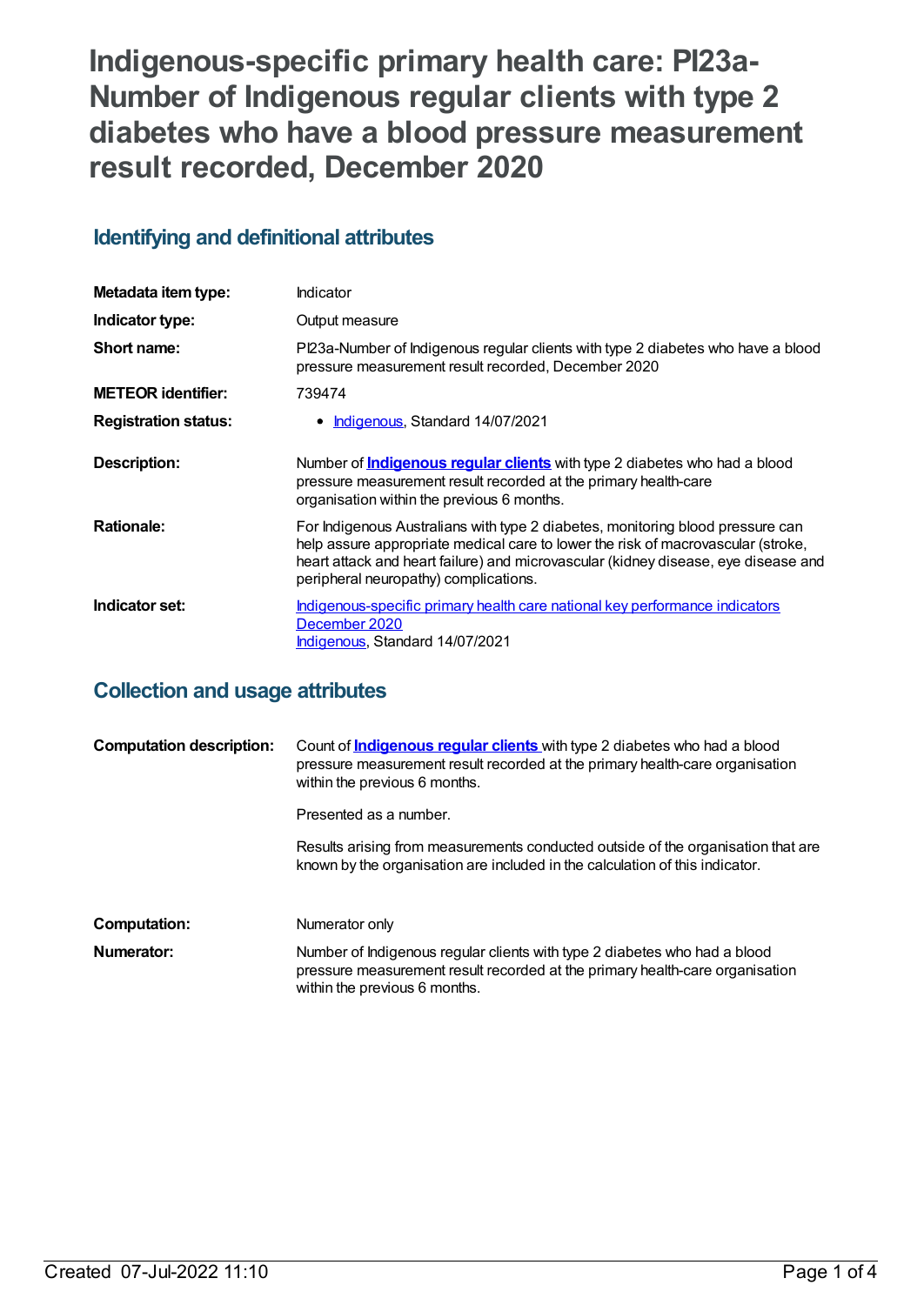# Indigenous-specific primary health care: PI23a-Number of Indigenous regular clients with type 2 diabetes who have a blood pressure measurement result recorded, December 2020

## Identifying and definitional attributes

| | |
|---|---|
| **Metadata item type:** | Indicator |
| **Indicator type:** | Output measure |
| **Short name:** | PI23a-Number of Indigenous regular clients with type 2 diabetes who have a blood pressure measurement result recorded, December 2020 |
| **METEOR identifier:** | 739474 |
| **Registration status:** | • Indigenous, Standard 14/07/2021 |
| **Description:** | Number of **Indigenous regular clients** with type 2 diabetes who had a blood pressure measurement result recorded at the primary health-care organisation within the previous 6 months. |
| **Rationale:** | For Indigenous Australians with type 2 diabetes, monitoring blood pressure can help assure appropriate medical care to lower the risk of macrovascular (stroke, heart attack and heart failure) and microvascular (kidney disease, eye disease and peripheral neuropathy) complications. |
| **Indicator set:** | Indigenous-specific primary health care national key performance indicators December 2020<br>Indigenous, Standard 14/07/2021 |

## Collection and usage attributes

| | |
|---|---|
| **Computation description:** | Count of **Indigenous regular clients** with type 2 diabetes who had a blood pressure measurement result recorded at the primary health-care organisation within the previous 6 months.<br><br>Presented as a number.<br><br>Results arising from measurements conducted outside of the organisation that are known by the organisation are included in the calculation of this indicator. |
| **Computation:** | Numerator only |
| **Numerator:** | Number of Indigenous regular clients with type 2 diabetes who had a blood pressure measurement result recorded at the primary health-care organisation within the previous 6 months. |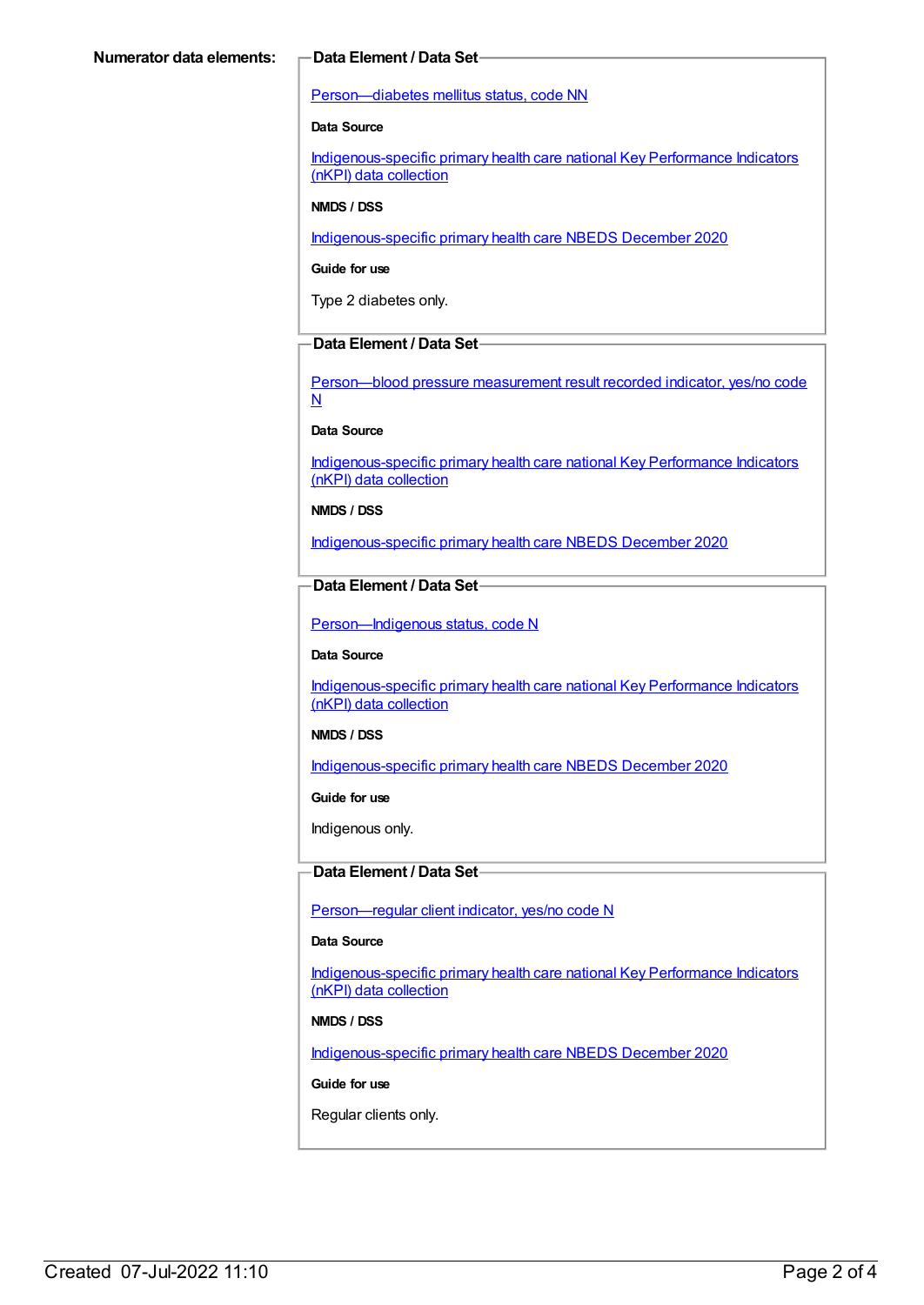**Numerator data elements:**

**Data Element / Data Set**

Person—diabetes mellitus status, code NN

**Data Source**

Indigenous-specific primary health care national Key Performance Indicators (nKPI) data collection

**NMDS / DSS**

Indigenous-specific primary health care NBEDS December 2020

**Guide for use**

Type 2 diabetes only.

**Data Element / Data Set**

Person—blood pressure measurement result recorded indicator, yes/no code N

**Data Source**

Indigenous-specific primary health care national Key Performance Indicators (nKPI) data collection

**NMDS / DSS**

Indigenous-specific primary health care NBEDS December 2020

**Data Element / Data Set**

Person—Indigenous status, code N

**Data Source**

Indigenous-specific primary health care national Key Performance Indicators (nKPI) data collection

**NMDS / DSS**

Indigenous-specific primary health care NBEDS December 2020

**Guide for use**

Indigenous only.

**Data Element / Data Set**

Person—regular client indicator, yes/no code N

**Data Source**

Indigenous-specific primary health care national Key Performance Indicators (nKPI) data collection

**NMDS / DSS**

Indigenous-specific primary health care NBEDS December 2020

**Guide for use**

Regular clients only.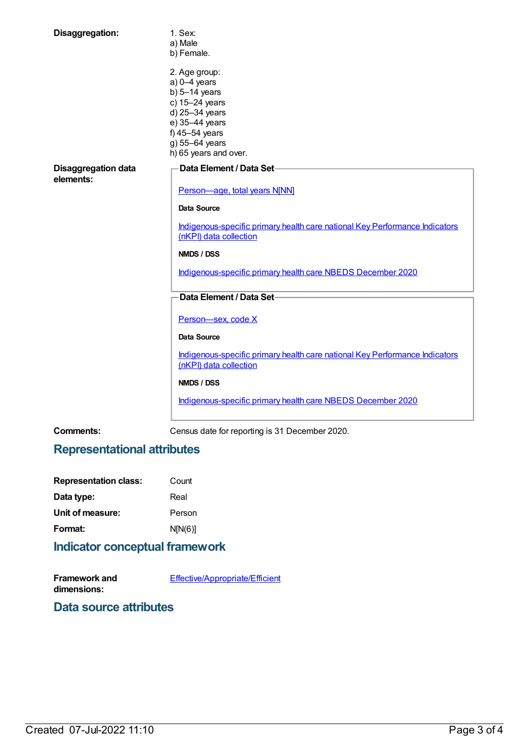**Disaggregation:**

1. Sex:
a) Male
b) Female.

2. Age group:
a) 0–4 years
b) 5–14 years
c) 15–24 years
d) 25–34 years
e) 35–44 years
f) 45–54 years
g) 55–64 years
h) 65 years and over.

**Disaggregation data elements:**

**Data Element / Data Set**

Person—age, total years N[NN]

**Data Source**

Indigenous-specific primary health care national Key Performance Indicators (nKPI) data collection

**NMDS / DSS**

Indigenous-specific primary health care NBEDS December 2020

**Data Element / Data Set**

Person—sex, code X

**Data Source**

Indigenous-specific primary health care national Key Performance Indicators (nKPI) data collection

**NMDS / DSS**

Indigenous-specific primary health care NBEDS December 2020

**Comments:** Census date for reporting is 31 December 2020.

## Representational attributes

**Representation class:** Count

**Data type:** Real

**Unit of measure:** Person

**Format:** N[N(6)]

## Indicator conceptual framework

**Framework and dimensions:** Effective/Appropriate/Efficient

## Data source attributes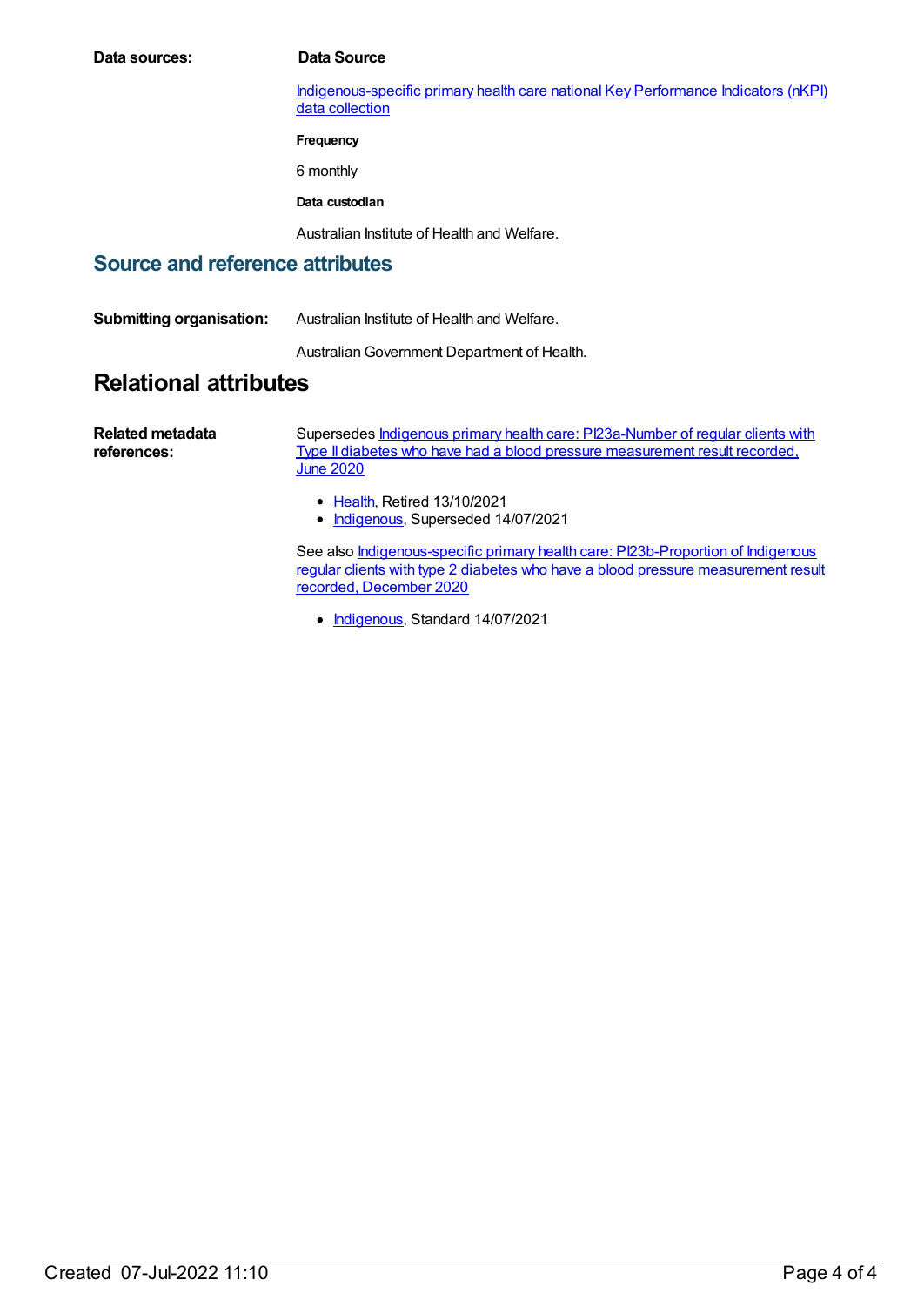**Data sources:**

**Data Source**

Indigenous-specific primary health care national Key Performance Indicators (nKPI) data collection

**Frequency**

6 monthly

**Data custodian**

Australian Institute of Health and Welfare.

## Source and reference attributes

**Submitting organisation:** Australian Institute of Health and Welfare.

Australian Government Department of Health.

# Relational attributes

**Related metadata references:**

Supersedes Indigenous primary health care: PI23a-Number of regular clients with Type II diabetes who have had a blood pressure measurement result recorded, June 2020

- Health, Retired 13/10/2021
- Indigenous, Superseded 14/07/2021

See also Indigenous-specific primary health care: PI23b-Proportion of Indigenous regular clients with type 2 diabetes who have a blood pressure measurement result recorded, December 2020

- Indigenous, Standard 14/07/2021